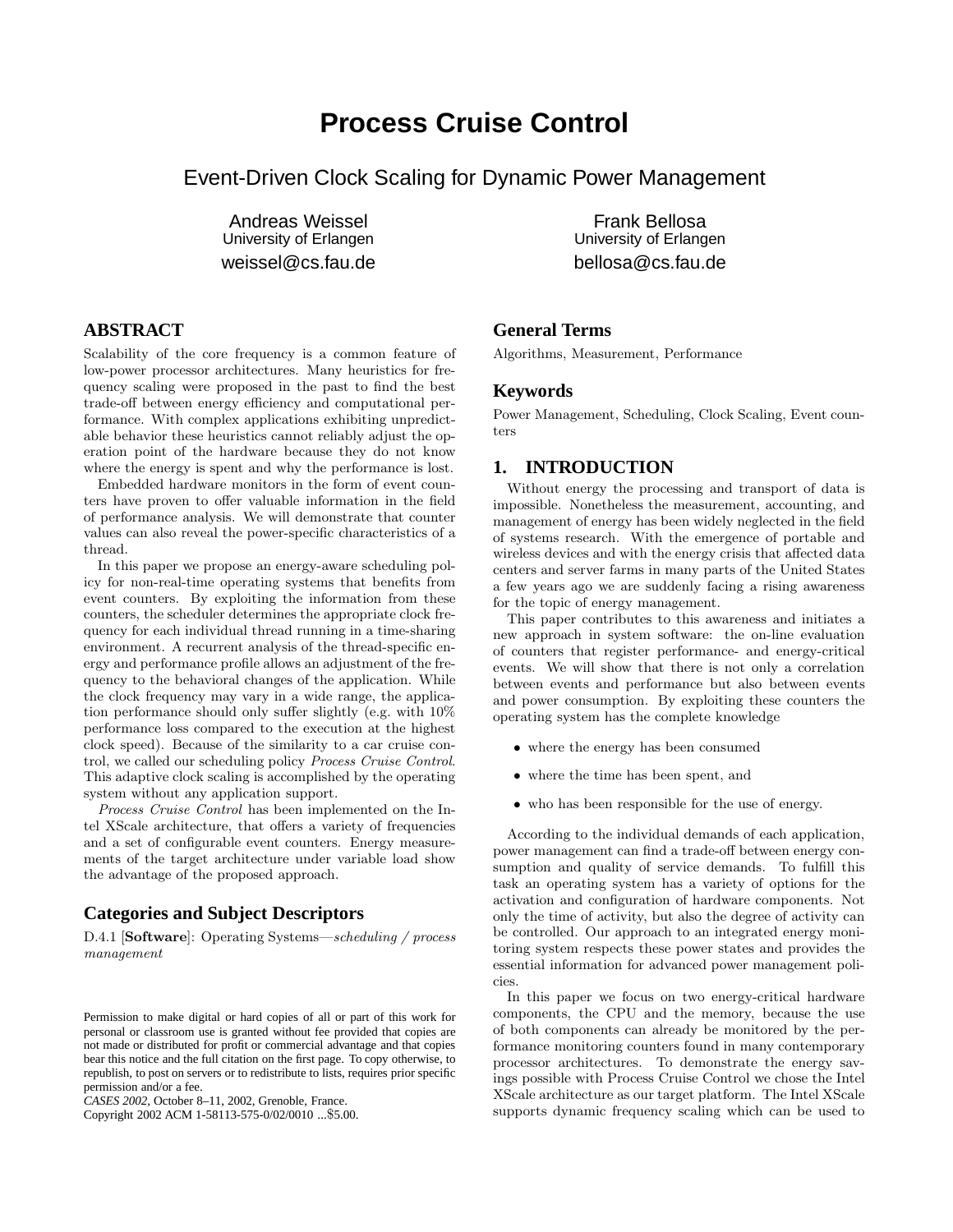# Process Cruise Control

## Event-Driven Clock Scaling for Dynamic Power Management

Andreas Weissel
University of Erlangen
weissel@cs.fau.de

Frank Bellosa
University of Erlangen
bellosa@cs.fau.de

## ABSTRACT

Scalability of the core frequency is a common feature of low-power processor architectures. Many heuristics for frequency scaling were proposed in the past to find the best trade-off between energy efficiency and computational performance. With complex applications exhibiting unpredictable behavior these heuristics cannot reliably adjust the operation point of the hardware because they do not know where the energy is spent and why the performance is lost.

Embedded hardware monitors in the form of event counters have proven to offer valuable information in the field of performance analysis. We will demonstrate that counter values can also reveal the power-specific characteristics of a thread.

In this paper we propose an energy-aware scheduling policy for non-real-time operating systems that benefits from event counters. By exploiting the information from these counters, the scheduler determines the appropriate clock frequency for each individual thread running in a time-sharing environment. A recurrent analysis of the thread-specific energy and performance profile allows an adjustment of the frequency to the behavioral changes of the application. While the clock frequency may vary in a wide range, the application performance should only suffer slightly (e.g. with 10% performance loss compared to the execution at the highest clock speed). Because of the similarity to a car cruise control, we called our scheduling policy *Process Cruise Control*. This adaptive clock scaling is accomplished by the operating system without any application support.

*Process Cruise Control* has been implemented on the Intel XScale architecture, that offers a variety of frequencies and a set of configurable event counters. Energy measurements of the target architecture under variable load show the advantage of the proposed approach.

## Categories and Subject Descriptors

D.4.1 [**Software**]: Operating Systems—*scheduling / process management*

Permission to make digital or hard copies of all or part of this work for personal or classroom use is granted without fee provided that copies are not made or distributed for profit or commercial advantage and that copies bear this notice and the full citation on the first page. To copy otherwise, to republish, to post on servers or to redistribute to lists, requires prior specific permission and/or a fee.
*CASES 2002*, October 8–11, 2002, Grenoble, France.
Copyright 2002 ACM 1-58113-575-0/02/0010 ...$5.00.

## General Terms

Algorithms, Measurement, Performance

## Keywords

Power Management, Scheduling, Clock Scaling, Event counters

## 1. INTRODUCTION

Without energy the processing and transport of data is impossible. Nonetheless the measurement, accounting, and management of energy has been widely neglected in the field of systems research. With the emergence of portable and wireless devices and with the energy crisis that affected data centers and server farms in many parts of the United States a few years ago we are suddenly facing a rising awareness for the topic of energy management.

This paper contributes to this awareness and initiates a new approach in system software: the on-line evaluation of counters that register performance- and energy-critical events. We will show that there is not only a correlation between events and performance but also between events and power consumption. By exploiting these counters the operating system has the complete knowledge

- where the energy has been consumed
- where the time has been spent, and
- who has been responsible for the use of energy.

According to the individual demands of each application, power management can find a trade-off between energy consumption and quality of service demands. To fulfill this task an operating system has a variety of options for the activation and configuration of hardware components. Not only the time of activity, but also the degree of activity can be controlled. Our approach to an integrated energy monitoring system respects these power states and provides the essential information for advanced power management policies.

In this paper we focus on two energy-critical hardware components, the CPU and the memory, because the use of both components can already be monitored by the performance monitoring counters found in many contemporary processor architectures. To demonstrate the energy savings possible with Process Cruise Control we chose the Intel XScale architecture as our target platform. The Intel XScale supports dynamic frequency scaling which can be used to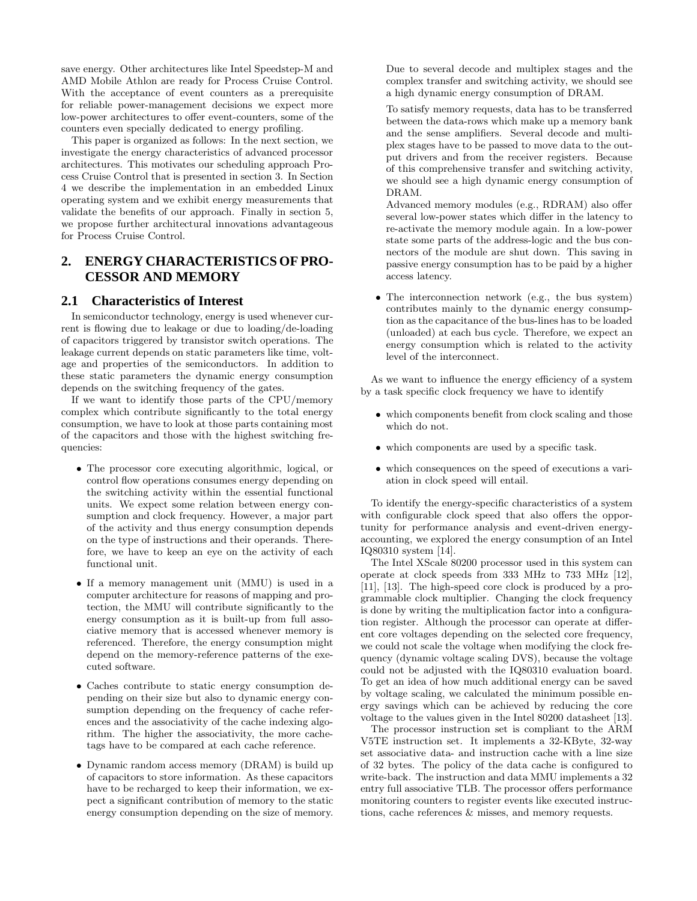save energy. Other architectures like Intel Speedstep-M and AMD Mobile Athlon are ready for Process Cruise Control. With the acceptance of event counters as a prerequisite for reliable power-management decisions we expect more low-power architectures to offer event-counters, some of the counters even specially dedicated to energy profiling.

This paper is organized as follows: In the next section, we investigate the energy characteristics of advanced processor architectures. This motivates our scheduling approach Process Cruise Control that is presented in section 3. In Section 4 we describe the implementation in an embedded Linux operating system and we exhibit energy measurements that validate the benefits of our approach. Finally in section 5, we propose further architectural innovations advantageous for Process Cruise Control.

## 2. ENERGY CHARACTERISTICS OF PROCESSOR AND MEMORY

### 2.1 Characteristics of Interest

In semiconductor technology, energy is used whenever current is flowing due to leakage or due to loading/de-loading of capacitors triggered by transistor switch operations. The leakage current depends on static parameters like time, voltage and properties of the semiconductors. In addition to these static parameters the dynamic energy consumption depends on the switching frequency of the gates.

If we want to identify those parts of the CPU/memory complex which contribute significantly to the total energy consumption, we have to look at those parts containing most of the capacitors and those with the highest switching frequencies:

- The processor core executing algorithmic, logical, or control flow operations consumes energy depending on the switching activity within the essential functional units. We expect some relation between energy consumption and clock frequency. However, a major part of the activity and thus energy consumption depends on the type of instructions and their operands. Therefore, we have to keep an eye on the activity of each functional unit.
- If a memory management unit (MMU) is used in a computer architecture for reasons of mapping and protection, the MMU will contribute significantly to the energy consumption as it is built-up from full associative memory that is accessed whenever memory is referenced. Therefore, the energy consumption might depend on the memory-reference patterns of the executed software.
- Caches contribute to static energy consumption depending on their size but also to dynamic energy consumption depending on the frequency of cache references and the associativity of the cache indexing algorithm. The higher the associativity, the more cache-tags have to be compared at each cache reference.
- Dynamic random access memory (DRAM) is build up of capacitors to store information. As these capacitors have to be recharged to keep their information, we expect a significant contribution of memory to the static energy consumption depending on the size of memory.

  Due to several decode and multiplex stages and the complex transfer and switching activity, we should see a high dynamic energy consumption of DRAM.

  To satisfy memory requests, data has to be transferred between the data-rows which make up a memory bank and the sense amplifiers. Several decode and multiplex stages have to be passed to move data to the output drivers and from the receiver registers. Because of this comprehensive transfer and switching activity, we should see a high dynamic energy consumption of DRAM.

  Advanced memory modules (e.g., RDRAM) also offer several low-power states which differ in the latency to re-activate the memory module again. In a low-power state some parts of the address-logic and the bus connectors of the module are shut down. This saving in passive energy consumption has to be paid by a higher access latency.
- The interconnection network (e.g., the bus system) contributes mainly to the dynamic energy consumption as the capacitance of the bus-lines has to be loaded (unloaded) at each bus cycle. Therefore, we expect an energy consumption which is related to the activity level of the interconnect.

As we want to influence the energy efficiency of a system by a task specific clock frequency we have to identify

- which components benefit from clock scaling and those which do not.
- which components are used by a specific task.
- which consequences on the speed of executions a variation in clock speed will entail.

To identify the energy-specific characteristics of a system with configurable clock speed that also offers the opportunity for performance analysis and event-driven energy-accounting, we explored the energy consumption of an Intel IQ80310 system [14].

The Intel XScale 80200 processor used in this system can operate at clock speeds from 333 MHz to 733 MHz [12], [11], [13]. The high-speed core clock is produced by a programmable clock multiplier. Changing the clock frequency is done by writing the multiplication factor into a configuration register. Although the processor can operate at different core voltages depending on the selected core frequency, we could not scale the voltage when modifying the clock frequency (dynamic voltage scaling DVS), because the voltage could not be adjusted with the IQ80310 evaluation board. To get an idea of how much additional energy can be saved by voltage scaling, we calculated the minimum possible energy savings which can be achieved by reducing the core voltage to the values given in the Intel 80200 datasheet [13].

The processor instruction set is compliant to the ARM V5TE instruction set. It implements a 32-KByte, 32-way set associative data- and instruction cache with a line size of 32 bytes. The policy of the data cache is configured to write-back. The instruction and data MMU implements a 32 entry full associative TLB. The processor offers performance monitoring counters to register events like executed instructions, cache references & misses, and memory requests.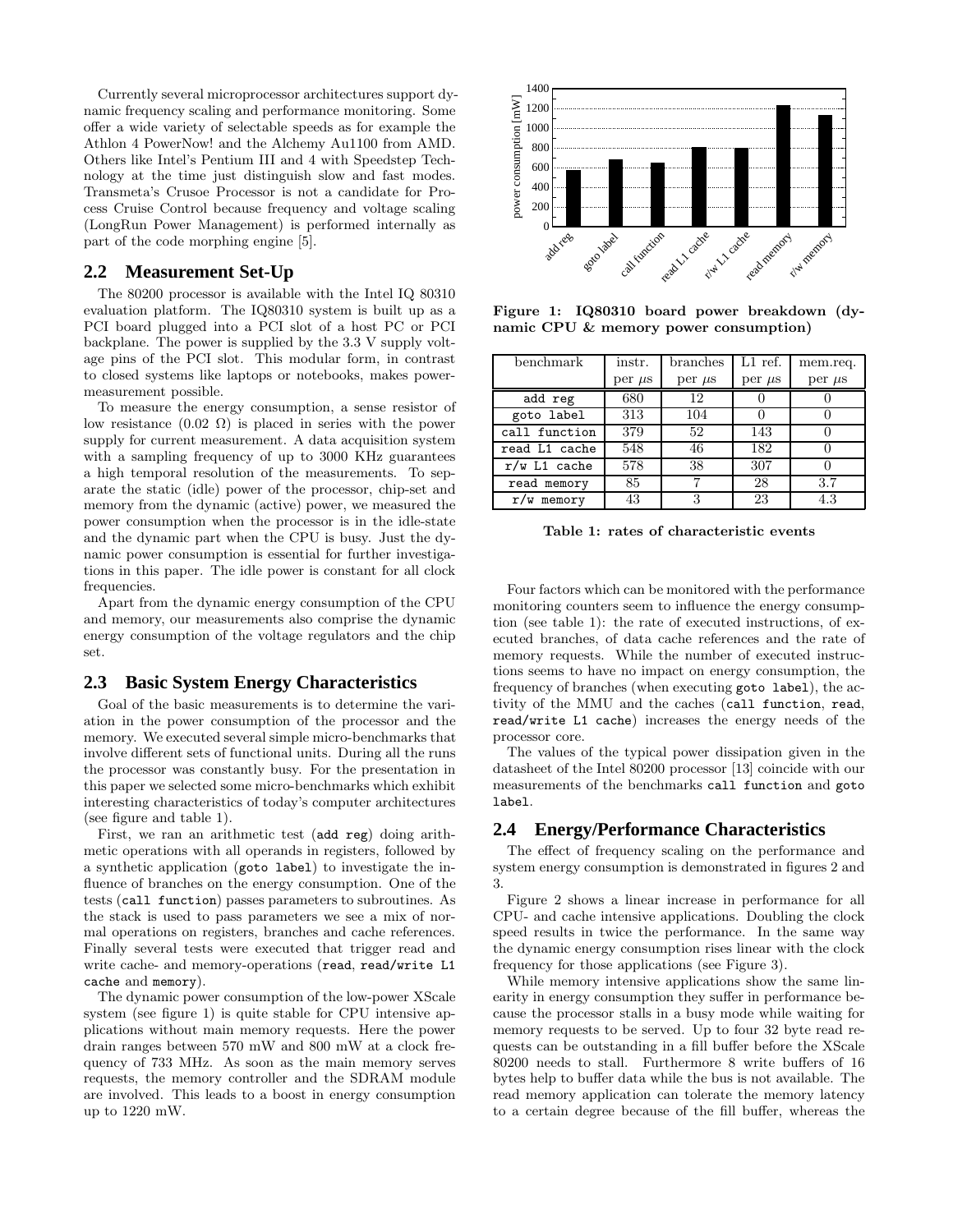Currently several microprocessor architectures support dynamic frequency scaling and performance monitoring. Some offer a wide variety of selectable speeds as for example the Athlon 4 PowerNow! and the Alchemy Au1100 from AMD. Others like Intel's Pentium III and 4 with Speedstep Technology at the time just distinguish slow and fast modes. Transmeta's Crusoe Processor is not a candidate for Process Cruise Control because frequency and voltage scaling (LongRun Power Management) is performed internally as part of the code morphing engine [5].

## 2.2 Measurement Set-Up

The 80200 processor is available with the Intel IQ 80310 evaluation platform. The IQ80310 system is built up as a PCI board plugged into a PCI slot of a host PC or PCI backplane. The power is supplied by the 3.3 V supply voltage pins of the PCI slot. This modular form, in contrast to closed systems like laptops or notebooks, makes power-measurement possible.

To measure the energy consumption, a sense resistor of low resistance (0.02 $\Omega$) is placed in series with the power supply for current measurement. A data acquisition system with a sampling frequency of up to 3000 KHz guarantees a high temporal resolution of the measurements. To separate the static (idle) power of the processor, chip-set and memory from the dynamic (active) power, we measured the power consumption when the processor is in the idle-state and the dynamic part when the CPU is busy. Just the dynamic power consumption is essential for further investigations in this paper. The idle power is constant for all clock frequencies.

Apart from the dynamic energy consumption of the CPU and memory, our measurements also comprise the dynamic energy consumption of the voltage regulators and the chip set.

## 2.3 Basic System Energy Characteristics

Goal of the basic measurements is to determine the variation in the power consumption of the processor and the memory. We executed several simple micro-benchmarks that involve different sets of functional units. During all the runs the processor was constantly busy. For the presentation in this paper we selected some micro-benchmarks which exhibit interesting characteristics of today's computer architectures (see figure and table 1).

First, we ran an arithmetic test (`add reg`) doing arithmetic operations with all operands in registers, followed by a synthetic application (`goto label`) to investigate the influence of branches on the energy consumption. One of the tests (`call function`) passes parameters to subroutines. As the stack is used to pass parameters we see a mix of normal operations on registers, branches and cache references. Finally several tests were executed that trigger read and write cache- and memory-operations (`read`, `read/write L1 cache` and `memory`).

The dynamic power consumption of the low-power XScale system (see figure 1) is quite stable for CPU intensive applications without main memory requests. Here the power drain ranges between 570 mW and 800 mW at a clock frequency of 733 MHz. As soon as the main memory serves requests, the memory controller and the SDRAM module are involved. This leads to a boost in energy consumption up to 1220 mW.

**Figure 1: IQ80310 board power breakdown (dynamic CPU & memory power consumption)**

| benchmark | instr. per $\mu$s | branches per $\mu$s | L1 ref. per $\mu$s | mem.req. per $\mu$s |
|---|---|---|---|---|
| `add reg` | 680 | 12 | 0 | 0 |
| `goto label` | 313 | 104 | 0 | 0 |
| `call function` | 379 | 52 | 143 | 0 |
| `read L1 cache` | 548 | 46 | 182 | 0 |
| `r/w L1 cache` | 578 | 38 | 307 | 0 |
| `read memory` | 85 | 7 | 28 | 3.7 |
| `r/w memory` | 43 | 3 | 23 | 4.3 |

**Table 1: rates of characteristic events**

Four factors which can be monitored with the performance monitoring counters seem to influence the energy consumption (see table 1): the rate of executed instructions, of executed branches, of data cache references and the rate of memory requests. While the number of executed instructions seems to have no impact on energy consumption, the frequency of branches (when executing `goto label`), the activity of the MMU and the caches (`call function`, `read`, `read/write L1 cache`) increases the energy needs of the processor core.

The values of the typical power dissipation given in the datasheet of the Intel 80200 processor [13] coincide with our measurements of the benchmarks `call function` and `goto label`.

## 2.4 Energy/Performance Characteristics

The effect of frequency scaling on the performance and system energy consumption is demonstrated in figures 2 and 3.

Figure 2 shows a linear increase in performance for all CPU- and cache intensive applications. Doubling the clock speed results in twice the performance. In the same way the dynamic energy consumption rises linear with the clock frequency for those applications (see Figure 3).

While memory intensive applications show the same linearity in energy consumption they suffer in performance because the processor stalls in a busy mode while waiting for memory requests to be served. Up to four 32 byte read requests can be outstanding in a fill buffer before the XScale 80200 needs to stall. Furthermore 8 write buffers of 16 bytes help to buffer data while the bus is not available. The read memory application can tolerate the memory latency to a certain degree because of the fill buffer, whereas the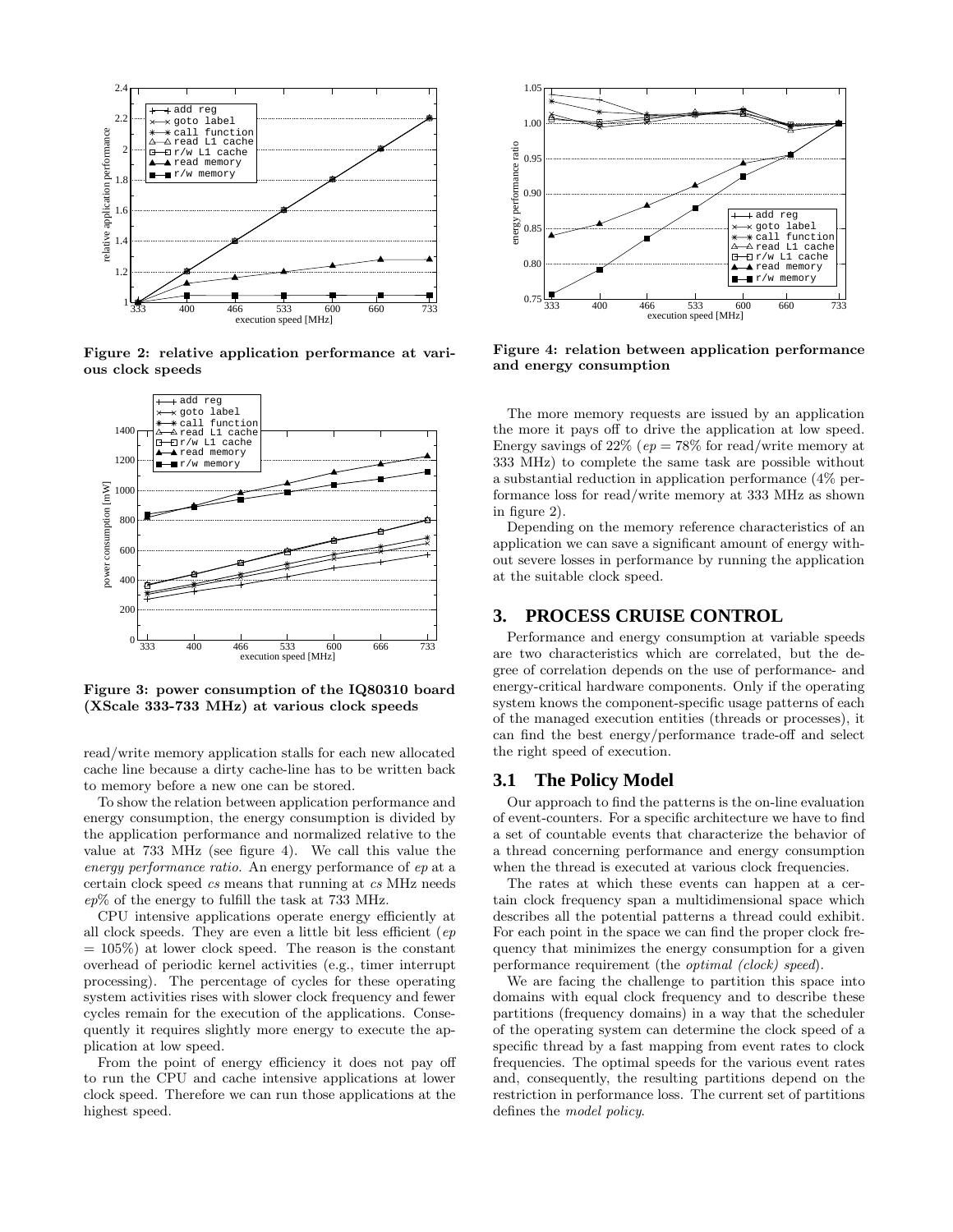**Figure 2: relative application performance at various clock speeds**

**Figure 3: power consumption of the IQ80310 board (XScale 333-733 MHz) at various clock speeds**

read/write memory application stalls for each new allocated cache line because a dirty cache-line has to be written back to memory before a new one can be stored.

To show the relation between application performance and energy consumption, the energy consumption is divided by the application performance and normalized relative to the value at 733 MHz (see figure 4). We call this value the *energy performance ratio*. An energy performance of *ep* at a certain clock speed *cs* means that running at *cs* MHz needs *ep*% of the energy to fulfill the task at 733 MHz.

CPU intensive applications operate energy efficiently at all clock speeds. They are even a little bit less efficient (*ep* = 105%) at lower clock speed. The reason is the constant overhead of periodic kernel activities (e.g., timer interrupt processing). The percentage of cycles for these operating system activities rises with slower clock frequency and fewer cycles remain for the execution of the applications. Consequently it requires slightly more energy to execute the application at low speed.

From the point of energy efficiency it does not pay off to run the CPU and cache intensive applications at lower clock speed. Therefore we can run those applications at the highest speed.

**Figure 4: relation between application performance and energy consumption**

The more memory requests are issued by an application the more it pays off to drive the application at low speed. Energy savings of 22% (*ep* = 78% for read/write memory at 333 MHz) to complete the same task are possible without a substantial reduction in application performance (4% performance loss for read/write memory at 333 MHz as shown in figure 2).

Depending on the memory reference characteristics of an application we can save a significant amount of energy without severe losses in performance by running the application at the suitable clock speed.

## 3. PROCESS CRUISE CONTROL

Performance and energy consumption at variable speeds are two characteristics which are correlated, but the degree of correlation depends on the use of performance- and energy-critical hardware components. Only if the operating system knows the component-specific usage patterns of each of the managed execution entities (threads or processes), it can find the best energy/performance trade-off and select the right speed of execution.

### 3.1 The Policy Model

Our approach to find the patterns is the on-line evaluation of event-counters. For a specific architecture we have to find a set of countable events that characterize the behavior of a thread concerning performance and energy consumption when the thread is executed at various clock frequencies.

The rates at which these events can happen at a certain clock frequency span a multidimensional space which describes all the potential patterns a thread could exhibit. For each point in the space we can find the proper clock frequency that minimizes the energy consumption for a given performance requirement (the *optimal (clock) speed*).

We are facing the challenge to partition this space into domains with equal clock frequency and to describe these partitions (frequency domains) in a way that the scheduler of the operating system can determine the clock speed of a specific thread by a fast mapping from event rates to clock frequencies. The optimal speeds for the various event rates and, consequently, the resulting partitions depend on the restriction in performance loss. The current set of partitions defines the *model policy*.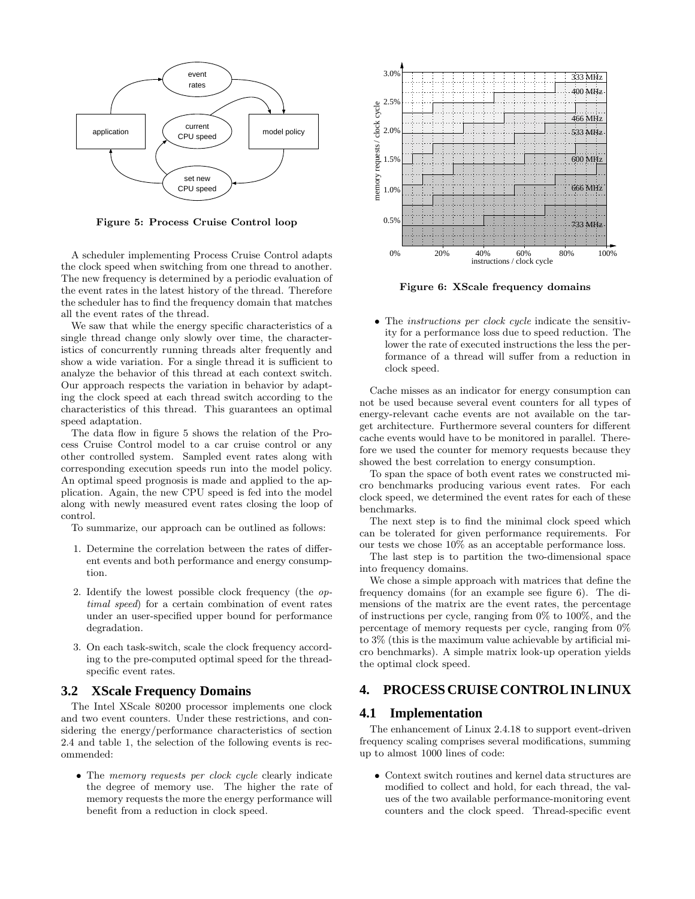Figure 5: Process Cruise Control loop

A scheduler implementing Process Cruise Control adapts the clock speed when switching from one thread to another. The new frequency is determined by a periodic evaluation of the event rates in the latest history of the thread. Therefore the scheduler has to find the frequency domain that matches all the event rates of the thread.

We saw that while the energy specific characteristics of a single thread change only slowly over time, the characteristics of concurrently running threads alter frequently and show a wide variation. For a single thread it is sufficient to analyze the behavior of this thread at each context switch. Our approach respects the variation in behavior by adapting the clock speed at each thread switch according to the characteristics of this thread. This guarantees an optimal speed adaptation.

The data flow in figure 5 shows the relation of the Process Cruise Control model to a car cruise control or any other controlled system. Sampled event rates along with corresponding execution speeds run into the model policy. An optimal speed prognosis is made and applied to the application. Again, the new CPU speed is fed into the model along with newly measured event rates closing the loop of control.

To summarize, our approach can be outlined as follows:

1. Determine the correlation between the rates of different events and both performance and energy consumption.
2. Identify the lowest possible clock frequency (the *optimal speed*) for a certain combination of event rates under an user-specified upper bound for performance degradation.
3. On each task-switch, scale the clock frequency according to the pre-computed optimal speed for the thread-specific event rates.

## 3.2 XScale Frequency Domains

The Intel XScale 80200 processor implements one clock and two event counters. Under these restrictions, and considering the energy/performance characteristics of section 2.4 and table 1, the selection of the following events is recommended:

- The *memory requests per clock cycle* clearly indicate the degree of memory use. The higher the rate of memory requests the more the energy performance will benefit from a reduction in clock speed.

Figure 6: XScale frequency domains

- The *instructions per clock cycle* indicate the sensitivity for a performance loss due to speed reduction. The lower the rate of executed instructions the less the performance of a thread will suffer from a reduction in clock speed.

Cache misses as an indicator for energy consumption can not be used because several event counters for all types of energy-relevant cache events are not available on the target architecture. Furthermore several counters for different cache events would have to be monitored in parallel. Therefore we used the counter for memory requests because they showed the best correlation to energy consumption.

To span the space of both event rates we constructed micro benchmarks producing various event rates. For each clock speed, we determined the event rates for each of these benchmarks.

The next step is to find the minimal clock speed which can be tolerated for given performance requirements. For our tests we chose 10% as an acceptable performance loss.

The last step is to partition the two-dimensional space into frequency domains.

We chose a simple approach with matrices that define the frequency domains (for an example see figure 6). The dimensions of the matrix are the event rates, the percentage of instructions per cycle, ranging from 0% to 100%, and the percentage of memory requests per cycle, ranging from 0% to 3% (this is the maximum value achievable by artificial micro benchmarks). A simple matrix look-up operation yields the optimal clock speed.

# 4. PROCESS CRUISE CONTROL IN LINUX

## 4.1 Implementation

The enhancement of Linux 2.4.18 to support event-driven frequency scaling comprises several modifications, summing up to almost 1000 lines of code:

- Context switch routines and kernel data structures are modified to collect and hold, for each thread, the values of the two available performance-monitoring event counters and the clock speed. Thread-specific event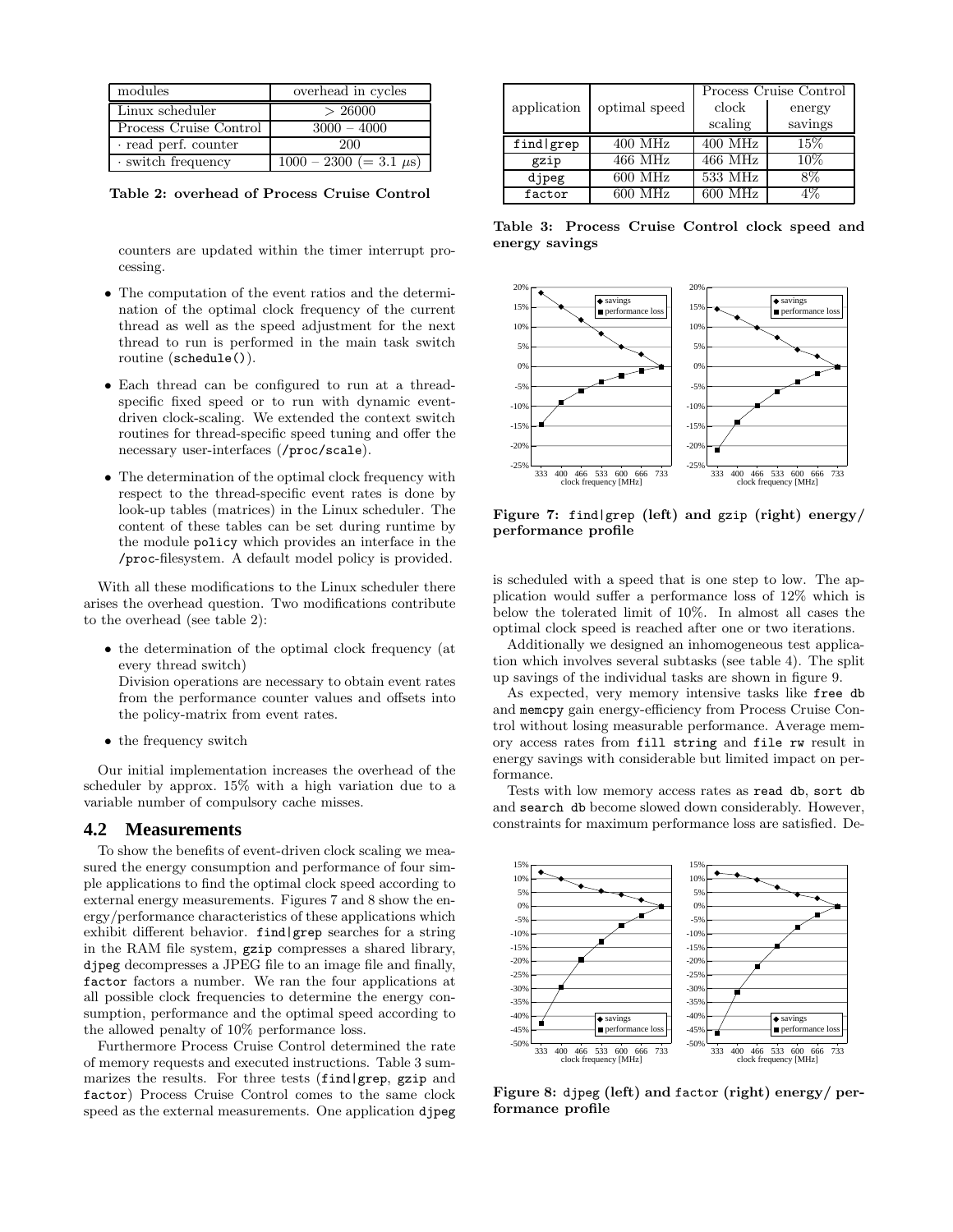| modules | overhead in cycles |
|---|---|
| Linux scheduler | > 26000 |
| Process Cruise Control | 3000 – 4000 |
| · read perf. counter | 200 |
| · switch frequency | 1000 – 2300 (= 3.1 $\mu$s) |

**Table 2: overhead of Process Cruise Control**

counters are updated within the timer interrupt processing.

- The computation of the event ratios and the determination of the optimal clock frequency of the current thread as well as the speed adjustment for the next thread to run is performed in the main task switch routine (`schedule()`).
- Each thread can be configured to run at a thread-specific fixed speed or to run with dynamic event-driven clock-scaling. We extended the context switch routines for thread-specific speed tuning and offer the necessary user-interfaces (`/proc/scale`).
- The determination of the optimal clock frequency with respect to the thread-specific event rates is done by look-up tables (matrices) in the Linux scheduler. The content of these tables can be set during runtime by the module `policy` which provides an interface in the `/proc`-filesystem. A default model policy is provided.

With all these modifications to the Linux scheduler there arises the overhead question. Two modifications contribute to the overhead (see table 2):

- the determination of the optimal clock frequency (at every thread switch)
  Division operations are necessary to obtain event rates from the performance counter values and offsets into the policy-matrix from event rates.
- the frequency switch

Our initial implementation increases the overhead of the scheduler by approx. 15% with a high variation due to a variable number of compulsory cache misses.

## 4.2 Measurements

To show the benefits of event-driven clock scaling we measured the energy consumption and performance of four simple applications to find the optimal clock speed according to external energy measurements. Figures 7 and 8 show the energy/performance characteristics of these applications which exhibit different behavior. `find|grep` searches for a string in the RAM file system, `gzip` compresses a shared library, `djpeg` decompresses a JPEG file to an image file and finally, `factor` factors a number. We ran the four applications at all possible clock frequencies to determine the energy consumption, performance and the optimal speed according to the allowed penalty of 10% performance loss.

Furthermore Process Cruise Control determined the rate of memory requests and executed instructions. Table 3 summarizes the results. For three tests (`find|grep`, `gzip` and `factor`) Process Cruise Control comes to the same clock speed as the external measurements. One application `djpeg` is scheduled with a speed that is one step to low. The application would suffer a performance loss of 12% which is below the tolerated limit of 10%. In almost all cases the optimal clock speed is reached after one or two iterations.

| application | optimal speed | Process Cruise Control clock scaling | Process Cruise Control energy savings |
|---|---|---|---|
| `find|grep` | 400 MHz | 400 MHz | 15% |
| `gzip` | 466 MHz | 466 MHz | 10% |
| `djpeg` | 600 MHz | 533 MHz | 8% |
| `factor` | 600 MHz | 600 MHz | 4% |

**Table 3: Process Cruise Control clock speed and energy savings**

**Figure 7: `find|grep` (left) and `gzip` (right) energy/ performance profile**

Additionally we designed an inhomogeneous test application which involves several subtasks (see table 4). The split up savings of the individual tasks are shown in figure 9.

As expected, very memory intensive tasks like `free db` and `memcpy` gain energy-efficiency from Process Cruise Control without losing measurable performance. Average memory access rates from `fill string` and `file rw` result in energy savings with considerable but limited impact on performance.

Tests with low memory access rates as `read db`, `sort db` and `search db` become slowed down considerably. However, constraints for maximum performance loss are satisfied. De-

**Figure 8: `djpeg` (left) and `factor` (right) energy/ performance profile**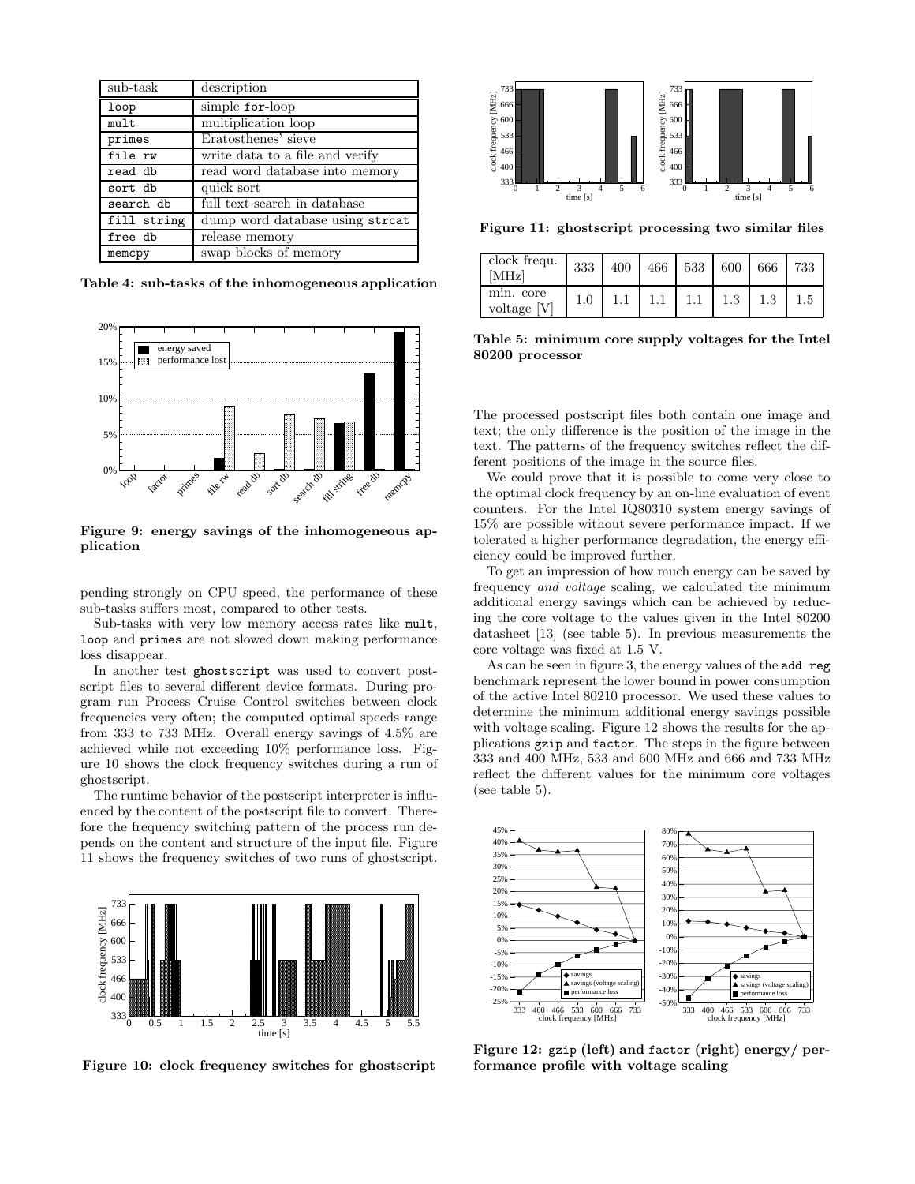| sub-task | description |
|---|---|
| loop | simple for-loop |
| mult | multiplication loop |
| primes | Eratosthenes' sieve |
| file rw | write data to a file and verify |
| read db | read word database into memory |
| sort db | quick sort |
| search db | full text search in database |
| fill string | dump word database using strcat |
| free db | release memory |
| memcpy | swap blocks of memory |

**Table 4: sub-tasks of the inhomogeneous application**

**Figure 9: energy savings of the inhomogeneous application**

pending strongly on CPU speed, the performance of these sub-tasks suffers most, compared to other tests.

Sub-tasks with very low memory access rates like mult, loop and primes are not slowed down making performance loss disappear.

In another test ghostscript was used to convert postscript files to several different device formats. During program run Process Cruise Control switches between clock frequencies very often; the computed optimal speeds range from 333 to 733 MHz. Overall energy savings of 4.5% are achieved while not exceeding 10% performance loss. Figure 10 shows the clock frequency switches during a run of ghostscript.

The runtime behavior of the postscript interpreter is influenced by the content of the postscript file to convert. Therefore the frequency switching pattern of the process run depends on the content and structure of the input file. Figure 11 shows the frequency switches of two runs of ghostscript.

**Figure 10: clock frequency switches for ghostscript**

**Figure 11: ghostscript processing two similar files**

| clock frequ. [MHz] | 333 | 400 | 466 | 533 | 600 | 666 | 733 |
|---|---|---|---|---|---|---|---|
| min. core voltage [V] | 1.0 | 1.1 | 1.1 | 1.1 | 1.3 | 1.3 | 1.5 |

**Table 5: minimum core supply voltages for the Intel 80200 processor**

The processed postscript files both contain one image and text; the only difference is the position of the image in the text. The patterns of the frequency switches reflect the different positions of the image in the source files.

We could prove that it is possible to come very close to the optimal clock frequency by an on-line evaluation of event counters. For the Intel IQ80310 system energy savings of 15% are possible without severe performance impact. If we tolerated a higher performance degradation, the energy efficiency could be improved further.

To get an impression of how much energy can be saved by frequency *and voltage* scaling, we calculated the minimum additional energy savings which can be achieved by reducing the core voltage to the values given in the Intel 80200 datasheet [13] (see table 5). In previous measurements the core voltage was fixed at 1.5 V.

As can be seen in figure 3, the energy values of the add reg benchmark represent the lower bound in power consumption of the active Intel 80210 processor. We used these values to determine the minimum additional energy savings possible with voltage scaling. Figure 12 shows the results for the applications gzip and factor. The steps in the figure between 333 and 400 MHz, 533 and 600 MHz and 666 and 733 MHz reflect the different values for the minimum core voltages (see table 5).

**Figure 12: gzip (left) and factor (right) energy/ performance profile with voltage scaling**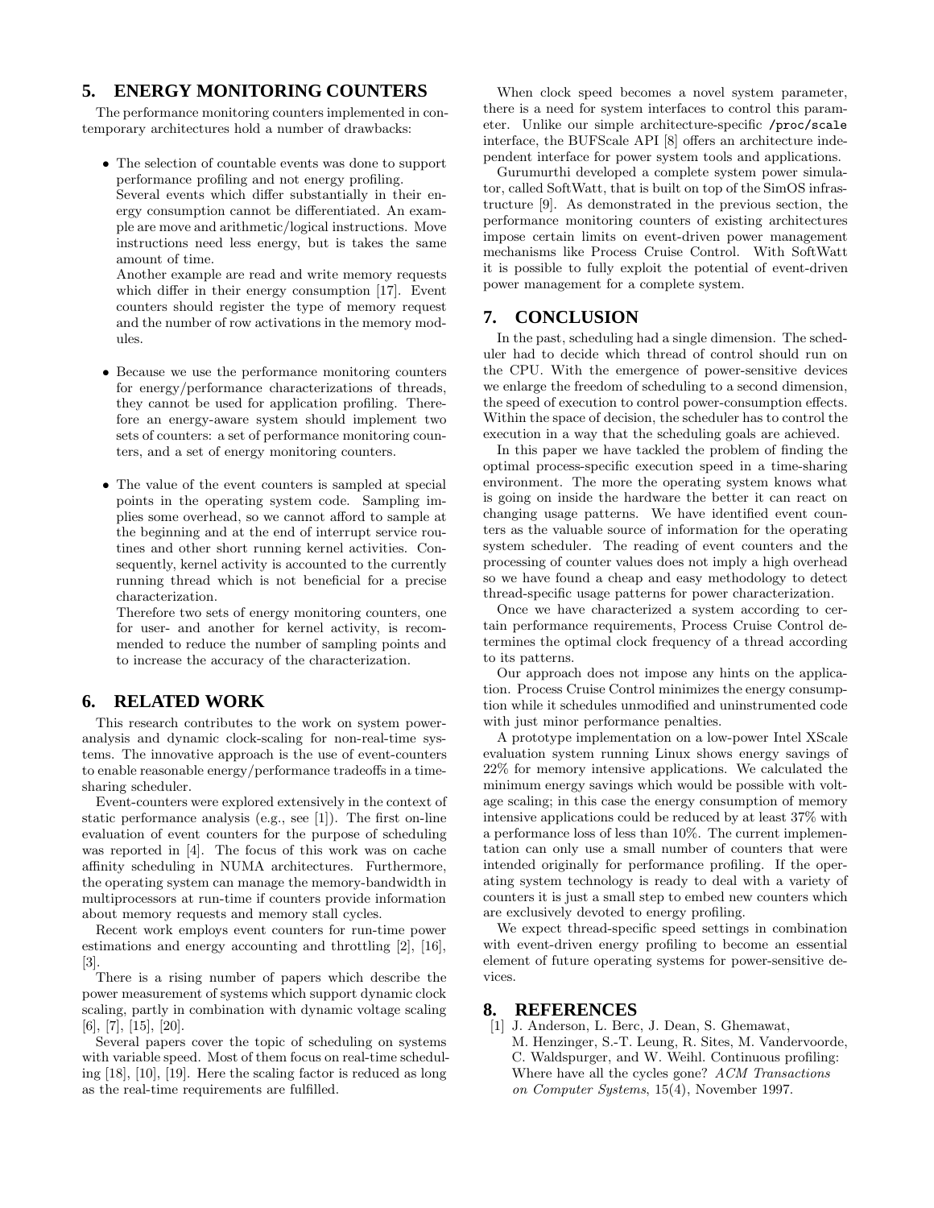## 5. ENERGY MONITORING COUNTERS

The performance monitoring counters implemented in contemporary architectures hold a number of drawbacks:

- The selection of countable events was done to support performance profiling and not energy profiling.
  Several events which differ substantially in their energy consumption cannot be differentiated. An example are move and arithmetic/logical instructions. Move instructions need less energy, but is takes the same amount of time.
  Another example are read and write memory requests which differ in their energy consumption [17]. Event counters should register the type of memory request and the number of row activations in the memory modules.

- Because we use the performance monitoring counters for energy/performance characterizations of threads, they cannot be used for application profiling. Therefore an energy-aware system should implement two sets of counters: a set of performance monitoring counters, and a set of energy monitoring counters.

- The value of the event counters is sampled at special points in the operating system code. Sampling implies some overhead, so we cannot afford to sample at the beginning and at the end of interrupt service routines and other short running kernel activities. Consequently, kernel activity is accounted to the currently running thread which is not beneficial for a precise characterization.
  Therefore two sets of energy monitoring counters, one for user- and another for kernel activity, is recommended to reduce the number of sampling points and to increase the accuracy of the characterization.

## 6. RELATED WORK

This research contributes to the work on system power-analysis and dynamic clock-scaling for non-real-time systems. The innovative approach is the use of event-counters to enable reasonable energy/performance tradeoffs in a time-sharing scheduler.

Event-counters were explored extensively in the context of static performance analysis (e.g., see [1]). The first on-line evaluation of event counters for the purpose of scheduling was reported in [4]. The focus of this work was on cache affinity scheduling in NUMA architectures. Furthermore, the operating system can manage the memory-bandwidth in multiprocessors at run-time if counters provide information about memory requests and memory stall cycles.

Recent work employs event counters for run-time power estimations and energy accounting and throttling [2], [16], [3].

There is a rising number of papers which describe the power measurement of systems which support dynamic clock scaling, partly in combination with dynamic voltage scaling [6], [7], [15], [20].

Several papers cover the topic of scheduling on systems with variable speed. Most of them focus on real-time scheduling [18], [10], [19]. Here the scaling factor is reduced as long as the real-time requirements are fulfilled.

When clock speed becomes a novel system parameter, there is a need for system interfaces to control this parameter. Unlike our simple architecture-specific `/proc/scale` interface, the BUFScale API [8] offers an architecture independent interface for power system tools and applications.

Gurumurthi developed a complete system power simulator, called SoftWatt, that is built on top of the SimOS infrastructure [9]. As demonstrated in the previous section, the performance monitoring counters of existing architectures impose certain limits on event-driven power management mechanisms like Process Cruise Control. With SoftWatt it is possible to fully exploit the potential of event-driven power management for a complete system.

## 7. CONCLUSION

In the past, scheduling had a single dimension. The scheduler had to decide which thread of control should run on the CPU. With the emergence of power-sensitive devices we enlarge the freedom of scheduling to a second dimension, the speed of execution to control power-consumption effects. Within the space of decision, the scheduler has to control the execution in a way that the scheduling goals are achieved.

In this paper we have tackled the problem of finding the optimal process-specific execution speed in a time-sharing environment. The more the operating system knows what is going on inside the hardware the better it can react on changing usage patterns. We have identified event counters as the valuable source of information for the operating system scheduler. The reading of event counters and the processing of counter values does not imply a high overhead so we have found a cheap and easy methodology to detect thread-specific usage patterns for power characterization.

Once we have characterized a system according to certain performance requirements, Process Cruise Control determines the optimal clock frequency of a thread according to its patterns.

Our approach does not impose any hints on the application. Process Cruise Control minimizes the energy consumption while it schedules unmodified and uninstrumented code with just minor performance penalties.

A prototype implementation on a low-power Intel XScale evaluation system running Linux shows energy savings of 22% for memory intensive applications. We calculated the minimum energy savings which would be possible with voltage scaling; in this case the energy consumption of memory intensive applications could be reduced by at least 37% with a performance loss of less than 10%. The current implementation can only use a small number of counters that were intended originally for performance profiling. If the operating system technology is ready to deal with a variety of counters it is just a small step to embed new counters which are exclusively devoted to energy profiling.

We expect thread-specific speed settings in combination with event-driven energy profiling to become an essential element of future operating systems for power-sensitive devices.

## 8. REFERENCES

[1] J. Anderson, L. Berc, J. Dean, S. Ghemawat, M. Henzinger, S.-T. Leung, R. Sites, M. Vandervoorde, C. Waldspurger, and W. Weihl. Continuous profiling: Where have all the cycles gone? *ACM Transactions on Computer Systems*, 15(4), November 1997.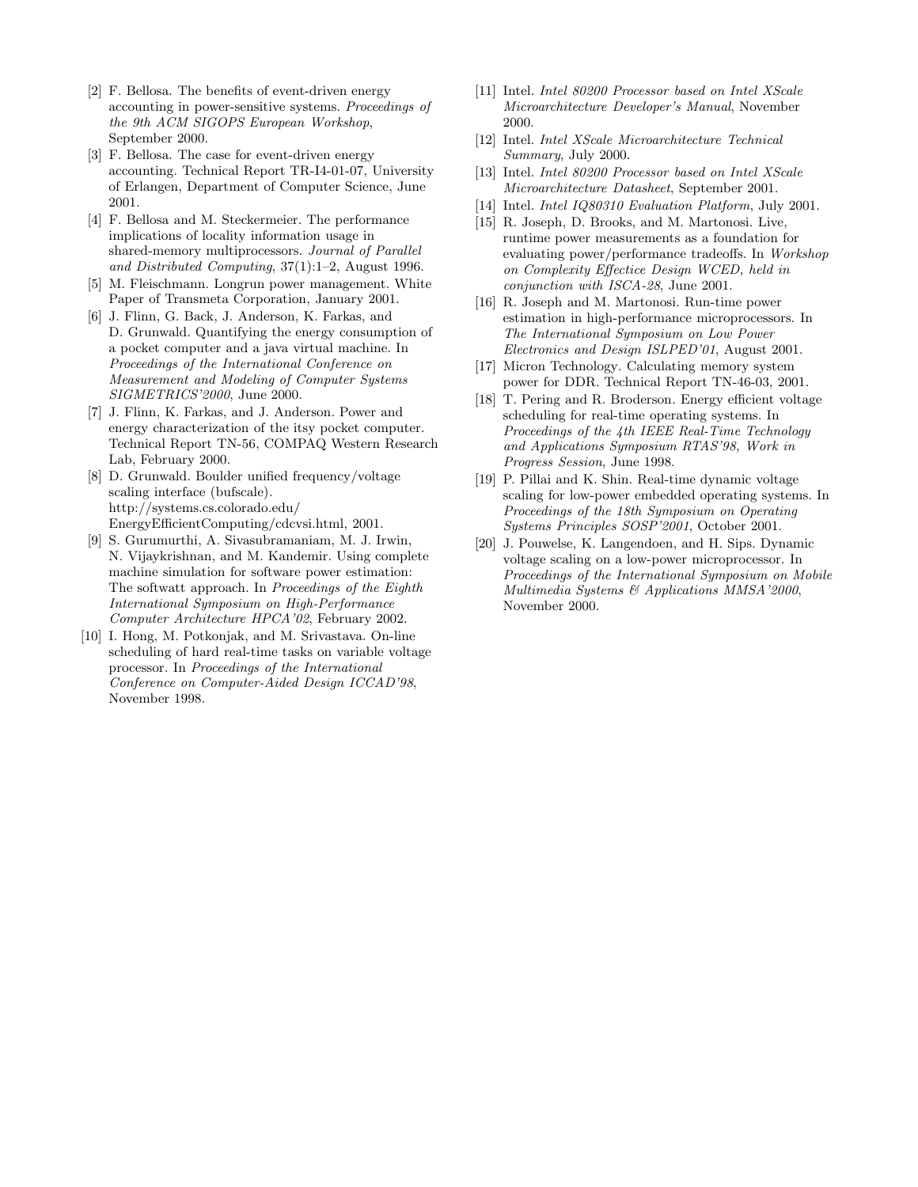[2] F. Bellosa. The benefits of event-driven energy accounting in power-sensitive systems. *Proceedings of the 9th ACM SIGOPS European Workshop*, September 2000.

[3] F. Bellosa. The case for event-driven energy accounting. Technical Report TR-I4-01-07, University of Erlangen, Department of Computer Science, June 2001.

[4] F. Bellosa and M. Steckermeier. The performance implications of locality information usage in shared-memory multiprocessors. *Journal of Parallel and Distributed Computing*, 37(1):1–2, August 1996.

[5] M. Fleischmann. Longrun power management. White Paper of Transmeta Corporation, January 2001.

[6] J. Flinn, G. Back, J. Anderson, K. Farkas, and D. Grunwald. Quantifying the energy consumption of a pocket computer and a java virtual machine. In *Proceedings of the International Conference on Measurement and Modeling of Computer Systems SIGMETRICS'2000*, June 2000.

[7] J. Flinn, K. Farkas, and J. Anderson. Power and energy characterization of the itsy pocket computer. Technical Report TN-56, COMPAQ Western Research Lab, February 2000.

[8] D. Grunwald. Boulder unified frequency/voltage scaling interface (bufscale). http://systems.cs.colorado.edu/EnergyEfficientComputing/cdcvsi.html, 2001.

[9] S. Gurumurthi, A. Sivasubramaniam, M. J. Irwin, N. Vijaykrishnan, and M. Kandemir. Using complete machine simulation for software power estimation: The softwatt approach. In *Proceedings of the Eighth International Symposium on High-Performance Computer Architecture HPCA'02*, February 2002.

[10] I. Hong, M. Potkonjak, and M. Srivastava. On-line scheduling of hard real-time tasks on variable voltage processor. In *Proceedings of the International Conference on Computer-Aided Design ICCAD'98*, November 1998.

[11] Intel. *Intel 80200 Processor based on Intel XScale Microarchitecture Developer's Manual*, November 2000.

[12] Intel. *Intel XScale Microarchitecture Technical Summary*, July 2000.

[13] Intel. *Intel 80200 Processor based on Intel XScale Microarchitecture Datasheet*, September 2001.

[14] Intel. *Intel IQ80310 Evaluation Platform*, July 2001.

[15] R. Joseph, D. Brooks, and M. Martonosi. Live, runtime power measurements as a foundation for evaluating power/performance tradeoffs. In *Workshop on Complexity Effectice Design WCED, held in conjunction with ISCA-28*, June 2001.

[16] R. Joseph and M. Martonosi. Run-time power estimation in high-performance microprocessors. In *The International Symposium on Low Power Electronics and Design ISLPED'01*, August 2001.

[17] Micron Technology. Calculating memory system power for DDR. Technical Report TN-46-03, 2001.

[18] T. Pering and R. Broderson. Energy efficient voltage scheduling for real-time operating systems. In *Proceedings of the 4th IEEE Real-Time Technology and Applications Symposium RTAS'98, Work in Progress Session*, June 1998.

[19] P. Pillai and K. Shin. Real-time dynamic voltage scaling for low-power embedded operating systems. In *Proceedings of the 18th Symposium on Operating Systems Principles SOSP'2001*, October 2001.

[20] J. Pouwelse, K. Langendoen, and H. Sips. Dynamic voltage scaling on a low-power microprocessor. In *Proceedings of the International Symposium on Mobile Multimedia Systems & Applications MMSA'2000*, November 2000.